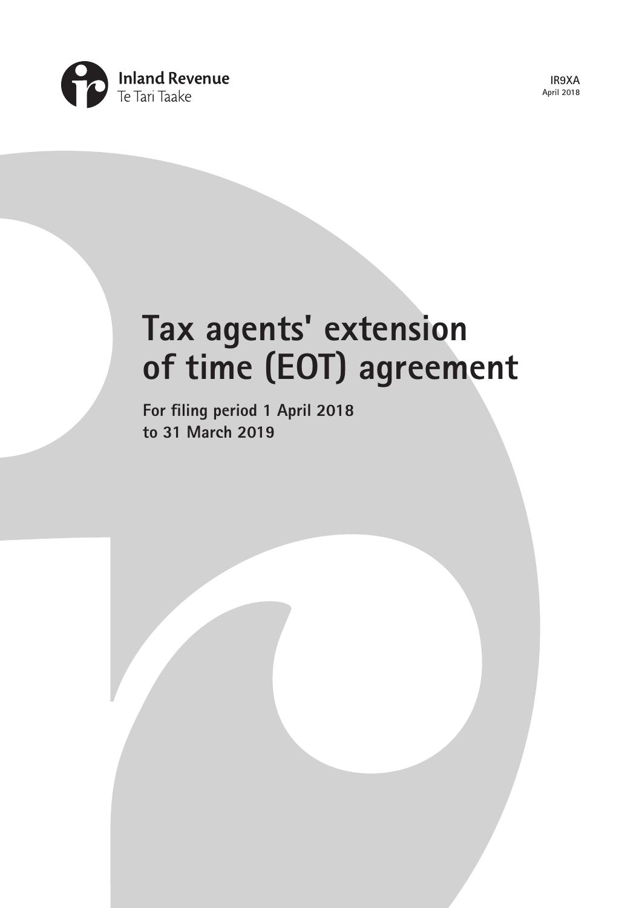Inland Revenue
Te Tari Taake

IR9XA
April 2018

# Tax agents' extension of time (EOT) agreement

**For filing period 1 April 2018 to 31 March 2019**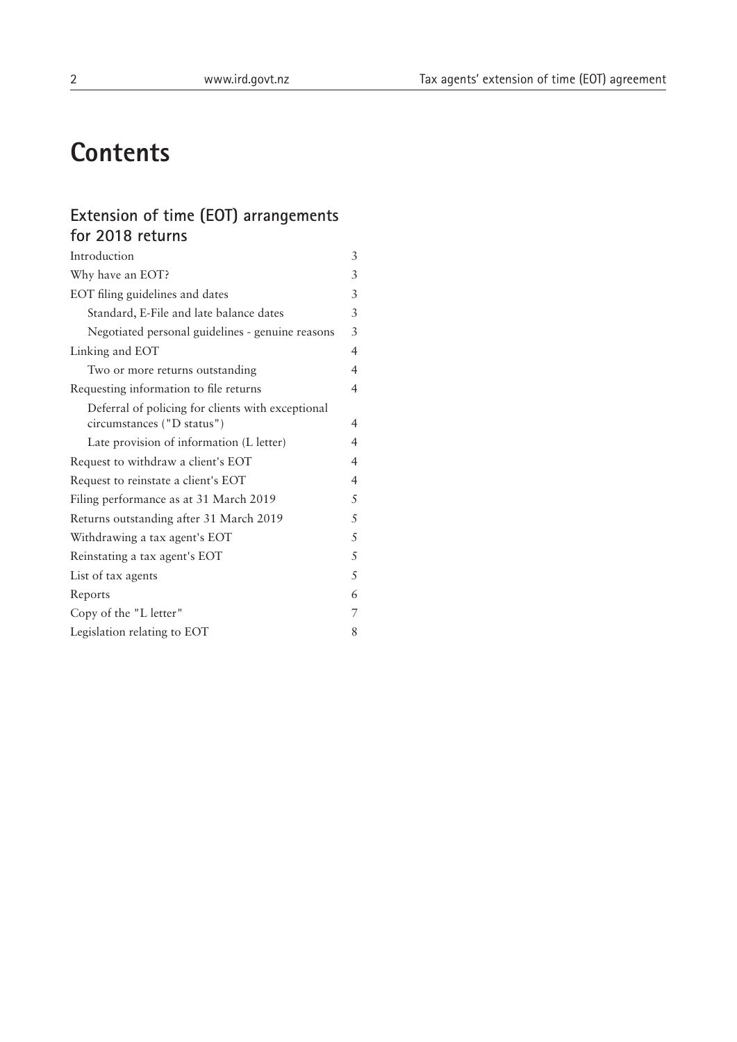# Contents

## Extension of time (EOT) arrangements for 2018 returns

| | |
|---|---|
| Introduction | 3 |
| Why have an EOT? | 3 |
| EOT filing guidelines and dates | 3 |
| Standard, E-File and late balance dates | 3 |
| Negotiated personal guidelines - genuine reasons | 3 |
| Linking and EOT | 4 |
| Two or more returns outstanding | 4 |
| Requesting information to file returns | 4 |
| Deferral of policing for clients with exceptional circumstances ("D status") | 4 |
| Late provision of information (L letter) | 4 |
| Request to withdraw a client's EOT | 4 |
| Request to reinstate a client's EOT | 4 |
| Filing performance as at 31 March 2019 | 5 |
| Returns outstanding after 31 March 2019 | 5 |
| Withdrawing a tax agent's EOT | 5 |
| Reinstating a tax agent's EOT | 5 |
| List of tax agents | 5 |
| Reports | 6 |
| Copy of the "L letter" | 7 |
| Legislation relating to EOT | 8 |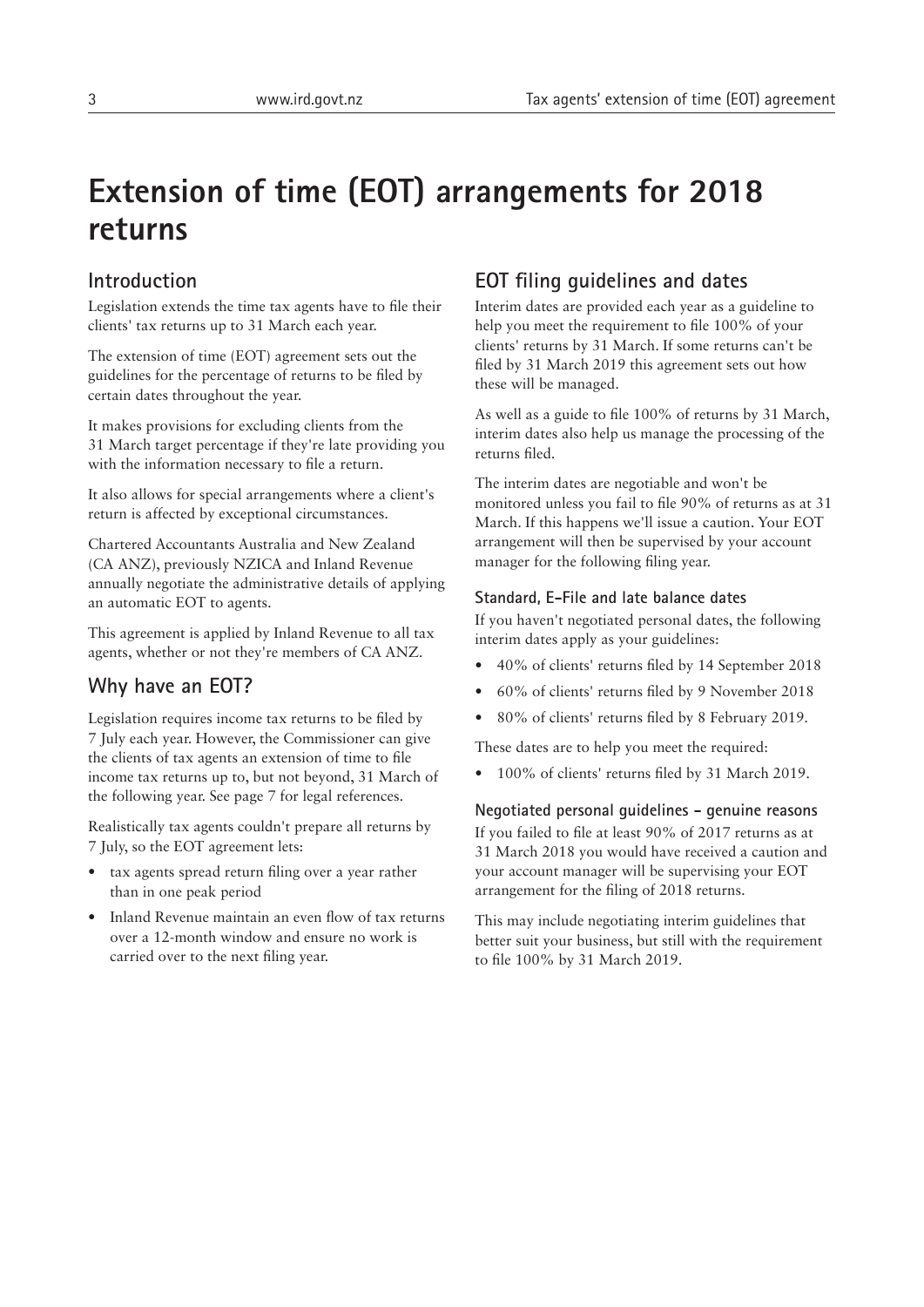# Extension of time (EOT) arrangements for 2018 returns

## Introduction

Legislation extends the time tax agents have to file their clients' tax returns up to 31 March each year.

The extension of time (EOT) agreement sets out the guidelines for the percentage of returns to be filed by certain dates throughout the year.

It makes provisions for excluding clients from the 31 March target percentage if they're late providing you with the information necessary to file a return.

It also allows for special arrangements where a client's return is affected by exceptional circumstances.

Chartered Accountants Australia and New Zealand (CA ANZ), previously NZICA and Inland Revenue annually negotiate the administrative details of applying an automatic EOT to agents.

This agreement is applied by Inland Revenue to all tax agents, whether or not they're members of CA ANZ.

## Why have an EOT?

Legislation requires income tax returns to be filed by 7 July each year. However, the Commissioner can give the clients of tax agents an extension of time to file income tax returns up to, but not beyond, 31 March of the following year. See page 7 for legal references.

Realistically tax agents couldn't prepare all returns by 7 July, so the EOT agreement lets:

- tax agents spread return filing over a year rather than in one peak period
- Inland Revenue maintain an even flow of tax returns over a 12-month window and ensure no work is carried over to the next filing year.

## EOT filing guidelines and dates

Interim dates are provided each year as a guideline to help you meet the requirement to file 100% of your clients' returns by 31 March. If some returns can't be filed by 31 March 2019 this agreement sets out how these will be managed.

As well as a guide to file 100% of returns by 31 March, interim dates also help us manage the processing of the returns filed.

The interim dates are negotiable and won't be monitored unless you fail to file 90% of returns as at 31 March. If this happens we'll issue a caution. Your EOT arrangement will then be supervised by your account manager for the following filing year.

### Standard, E-File and late balance dates

If you haven't negotiated personal dates, the following interim dates apply as your guidelines:

- 40% of clients' returns filed by 14 September 2018
- 60% of clients' returns filed by 9 November 2018
- 80% of clients' returns filed by 8 February 2019.

These dates are to help you meet the required:

- 100% of clients' returns filed by 31 March 2019.

### Negotiated personal guidelines - genuine reasons

If you failed to file at least 90% of 2017 returns as at 31 March 2018 you would have received a caution and your account manager will be supervising your EOT arrangement for the filing of 2018 returns.

This may include negotiating interim guidelines that better suit your business, but still with the requirement to file 100% by 31 March 2019.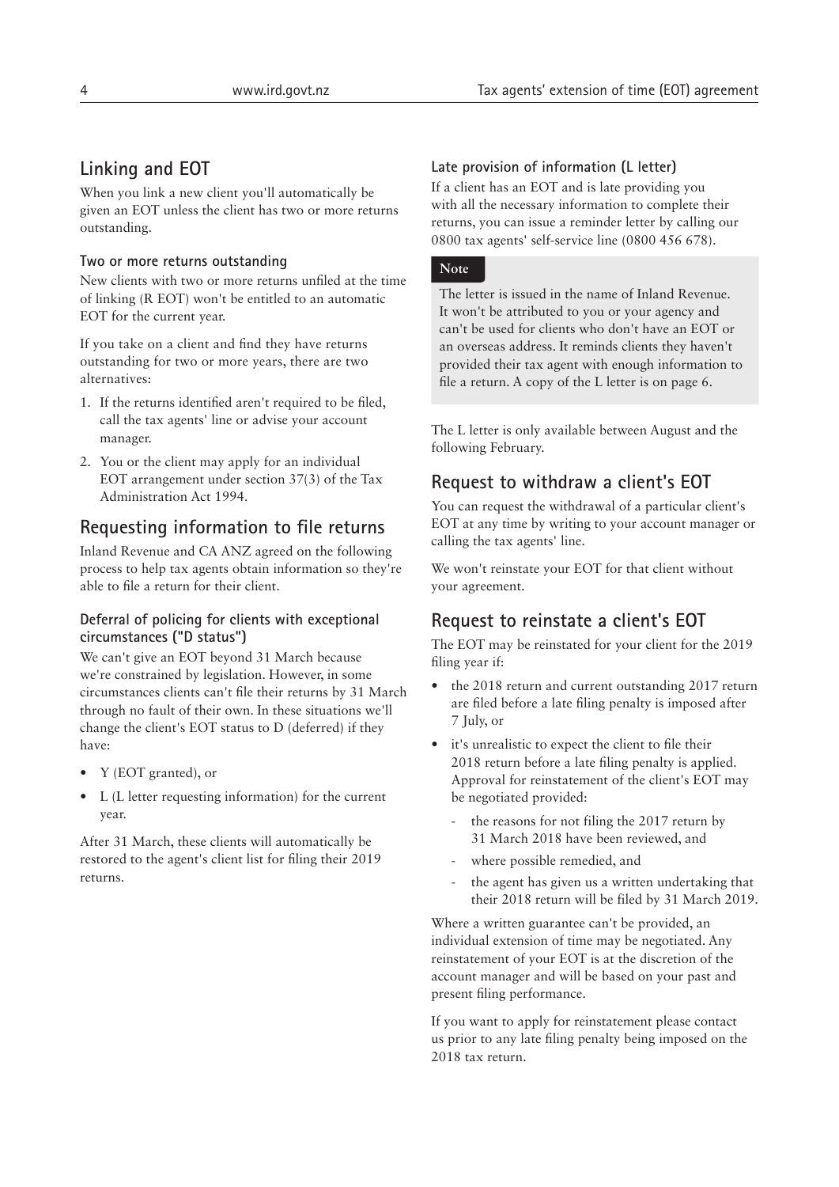## Linking and EOT

When you link a new client you'll automatically be given an EOT unless the client has two or more returns outstanding.

### Two or more returns outstanding

New clients with two or more returns unfiled at the time of linking (R EOT) won't be entitled to an automatic EOT for the current year.

If you take on a client and find they have returns outstanding for two or more years, there are two alternatives:

1. If the returns identified aren't required to be filed, call the tax agents' line or advise your account manager.
2. You or the client may apply for an individual EOT arrangement under section 37(3) of the Tax Administration Act 1994.

## Requesting information to file returns

Inland Revenue and CA ANZ agreed on the following process to help tax agents obtain information so they're able to file a return for their client.

### Deferral of policing for clients with exceptional circumstances ("D status")

We can't give an EOT beyond 31 March because we're constrained by legislation. However, in some circumstances clients can't file their returns by 31 March through no fault of their own. In these situations we'll change the client's EOT status to D (deferred) if they have:

- Y (EOT granted), or
- L (L letter requesting information) for the current year.

After 31 March, these clients will automatically be restored to the agent's client list for filing their 2019 returns.

### Late provision of information (L letter)

If a client has an EOT and is late providing you with all the necessary information to complete their returns, you can issue a reminder letter by calling our 0800 tax agents' self-service line (0800 456 678).

**Note**

The letter is issued in the name of Inland Revenue. It won't be attributed to you or your agency and can't be used for clients who don't have an EOT or an overseas address. It reminds clients they haven't provided their tax agent with enough information to file a return. A copy of the L letter is on page 6.

The L letter is only available between August and the following February.

## Request to withdraw a client's EOT

You can request the withdrawal of a particular client's EOT at any time by writing to your account manager or calling the tax agents' line.

We won't reinstate your EOT for that client without your agreement.

## Request to reinstate a client's EOT

The EOT may be reinstated for your client for the 2019 filing year if:

- the 2018 return and current outstanding 2017 return are filed before a late filing penalty is imposed after 7 July, or
- it's unrealistic to expect the client to file their 2018 return before a late filing penalty is applied. Approval for reinstatement of the client's EOT may be negotiated provided:
  - the reasons for not filing the 2017 return by 31 March 2018 have been reviewed, and
  - where possible remedied, and
  - the agent has given us a written undertaking that their 2018 return will be filed by 31 March 2019.

Where a written guarantee can't be provided, an individual extension of time may be negotiated. Any reinstatement of your EOT is at the discretion of the account manager and will be based on your past and present filing performance.

If you want to apply for reinstatement please contact us prior to any late filing penalty being imposed on the 2018 tax return.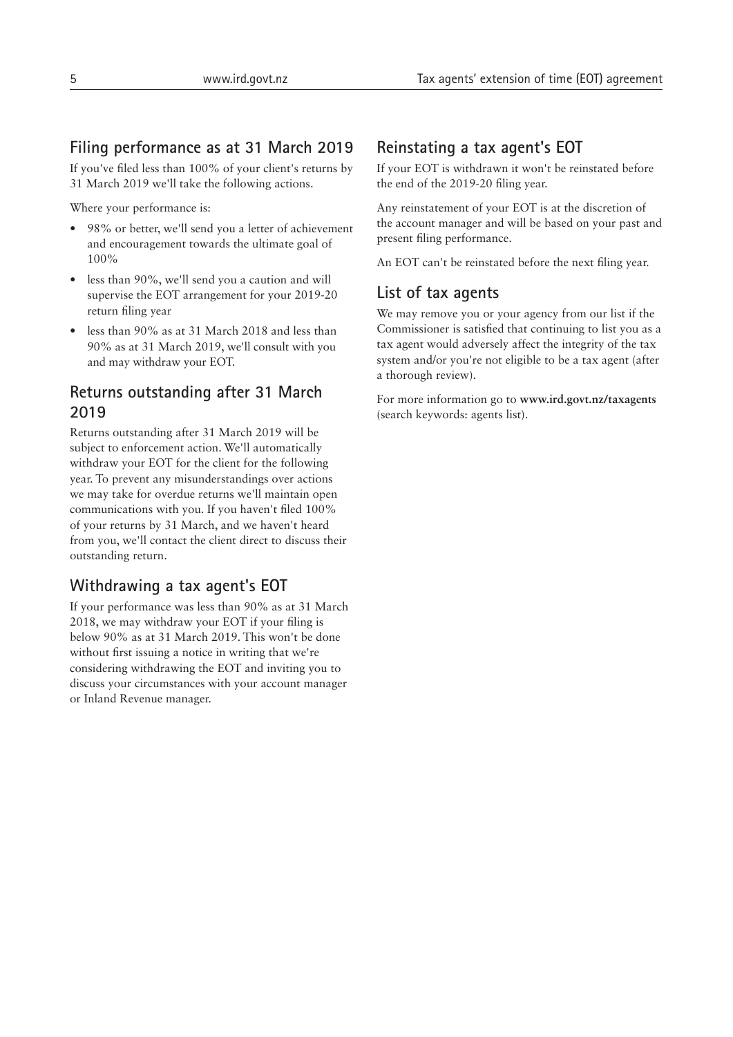## Filing performance as at 31 March 2019

If you've filed less than 100% of your client's returns by 31 March 2019 we'll take the following actions.

Where your performance is:

- 98% or better, we'll send you a letter of achievement and encouragement towards the ultimate goal of 100%
- less than 90%, we'll send you a caution and will supervise the EOT arrangement for your 2019-20 return filing year
- less than 90% as at 31 March 2018 and less than 90% as at 31 March 2019, we'll consult with you and may withdraw your EOT.

## Returns outstanding after 31 March 2019

Returns outstanding after 31 March 2019 will be subject to enforcement action. We'll automatically withdraw your EOT for the client for the following year. To prevent any misunderstandings over actions we may take for overdue returns we'll maintain open communications with you. If you haven't filed 100% of your returns by 31 March, and we haven't heard from you, we'll contact the client direct to discuss their outstanding return.

## Withdrawing a tax agent's EOT

If your performance was less than 90% as at 31 March 2018, we may withdraw your EOT if your filing is below 90% as at 31 March 2019. This won't be done without first issuing a notice in writing that we're considering withdrawing the EOT and inviting you to discuss your circumstances with your account manager or Inland Revenue manager.

## Reinstating a tax agent's EOT

If your EOT is withdrawn it won't be reinstated before the end of the 2019-20 filing year.

Any reinstatement of your EOT is at the discretion of the account manager and will be based on your past and present filing performance.

An EOT can't be reinstated before the next filing year.

## List of tax agents

We may remove you or your agency from our list if the Commissioner is satisfied that continuing to list you as a tax agent would adversely affect the integrity of the tax system and/or you're not eligible to be a tax agent (after a thorough review).

For more information go to **www.ird.govt.nz/taxagents** (search keywords: agents list).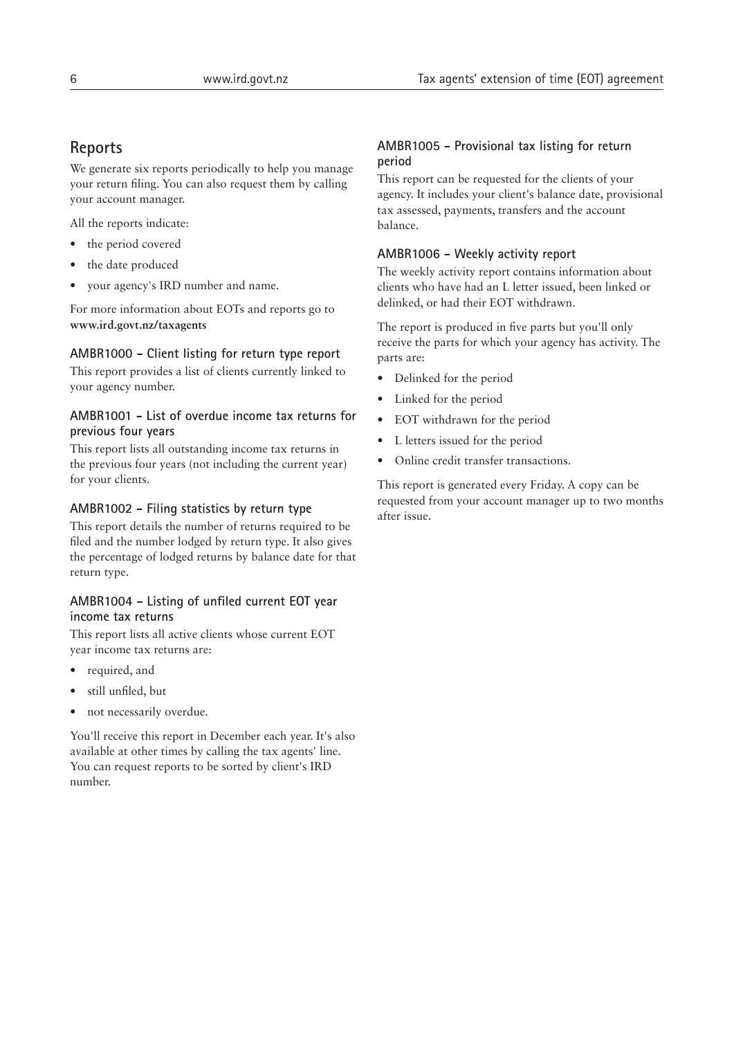## Reports

We generate six reports periodically to help you manage your return filing. You can also request them by calling your account manager.

All the reports indicate:

- the period covered
- the date produced
- your agency's IRD number and name.

For more information about EOTs and reports go to **www.ird.govt.nz/taxagents**

### AMBR1000 – Client listing for return type report

This report provides a list of clients currently linked to your agency number.

### AMBR1001 – List of overdue income tax returns for previous four years

This report lists all outstanding income tax returns in the previous four years (not including the current year) for your clients.

### AMBR1002 – Filing statistics by return type

This report details the number of returns required to be filed and the number lodged by return type. It also gives the percentage of lodged returns by balance date for that return type.

### AMBR1004 – Listing of unfiled current EOT year income tax returns

This report lists all active clients whose current EOT year income tax returns are:

- required, and
- still unfiled, but
- not necessarily overdue.

You'll receive this report in December each year. It's also available at other times by calling the tax agents' line. You can request reports to be sorted by client's IRD number.

### AMBR1005 – Provisional tax listing for return period

This report can be requested for the clients of your agency. It includes your client's balance date, provisional tax assessed, payments, transfers and the account balance.

### AMBR1006 – Weekly activity report

The weekly activity report contains information about clients who have had an L letter issued, been linked or delinked, or had their EOT withdrawn.

The report is produced in five parts but you'll only receive the parts for which your agency has activity. The parts are:

- Delinked for the period
- Linked for the period
- EOT withdrawn for the period
- L letters issued for the period
- Online credit transfer transactions.

This report is generated every Friday. A copy can be requested from your account manager up to two months after issue.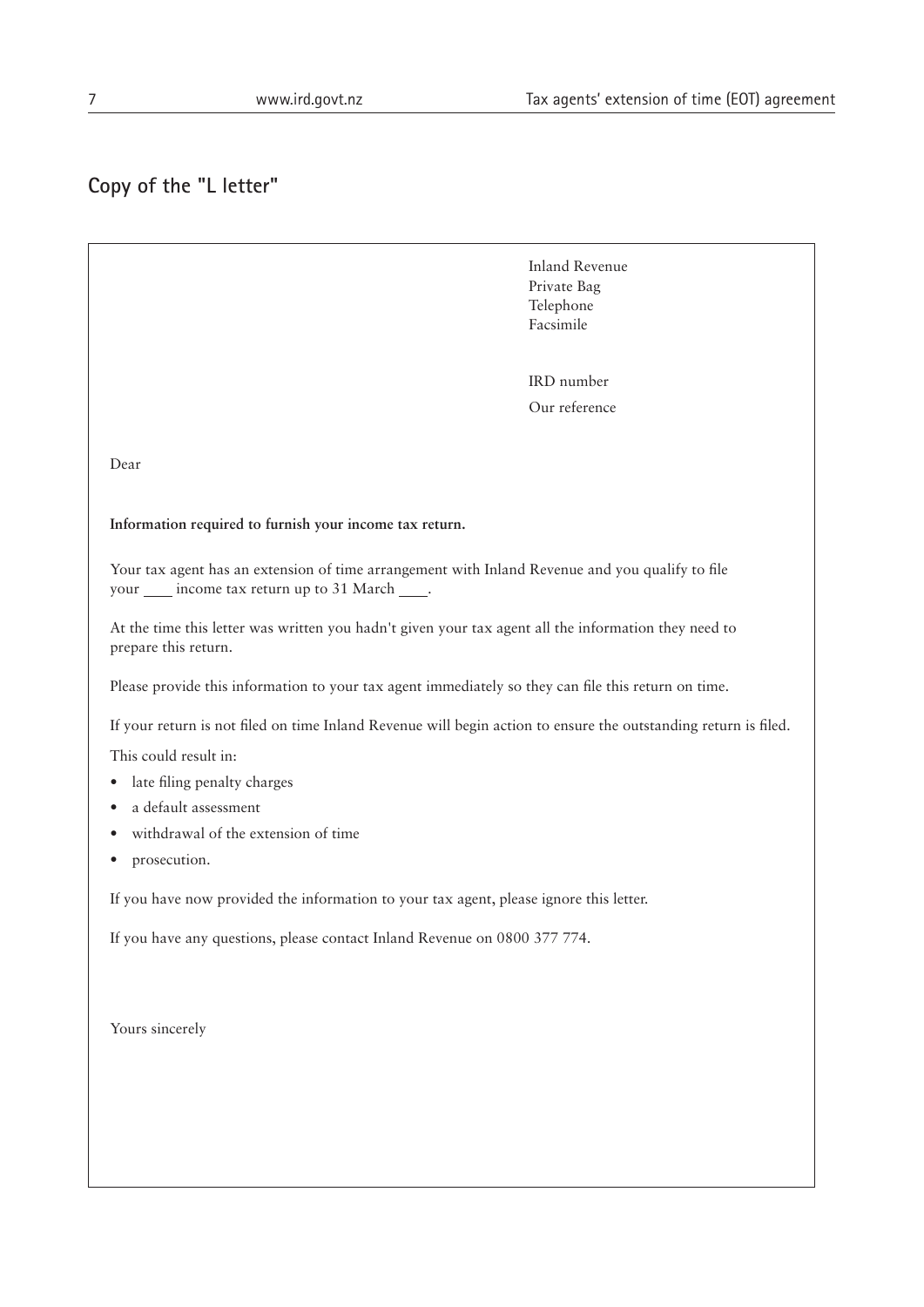## Copy of the "L letter"

Inland Revenue
Private Bag
Telephone
Facsimile

IRD number
Our reference

Dear

**Information required to furnish your income tax return.**

Your tax agent has an extension of time arrangement with Inland Revenue and you qualify to file your ____ income tax return up to 31 March ____.

At the time this letter was written you hadn't given your tax agent all the information they need to prepare this return.

Please provide this information to your tax agent immediately so they can file this return on time.

If your return is not filed on time Inland Revenue will begin action to ensure the outstanding return is filed.

This could result in:

- late filing penalty charges
- a default assessment
- withdrawal of the extension of time
- prosecution.

If you have now provided the information to your tax agent, please ignore this letter.

If you have any questions, please contact Inland Revenue on 0800 377 774.

Yours sincerely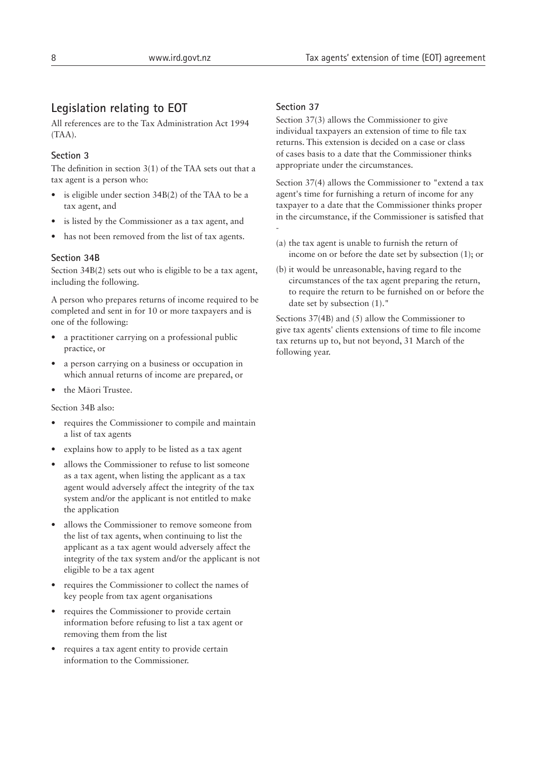## Legislation relating to EOT

All references are to the Tax Administration Act 1994 (TAA).

### Section 3

The definition in section 3(1) of the TAA sets out that a tax agent is a person who:

- is eligible under section 34B(2) of the TAA to be a tax agent, and
- is listed by the Commissioner as a tax agent, and
- has not been removed from the list of tax agents.

### Section 34B

Section 34B(2) sets out who is eligible to be a tax agent, including the following.

A person who prepares returns of income required to be completed and sent in for 10 or more taxpayers and is one of the following:

- a practitioner carrying on a professional public practice, or
- a person carrying on a business or occupation in which annual returns of income are prepared, or
- the Māori Trustee.

Section 34B also:

- requires the Commissioner to compile and maintain a list of tax agents
- explains how to apply to be listed as a tax agent
- allows the Commissioner to refuse to list someone as a tax agent, when listing the applicant as a tax agent would adversely affect the integrity of the tax system and/or the applicant is not entitled to make the application
- allows the Commissioner to remove someone from the list of tax agents, when continuing to list the applicant as a tax agent would adversely affect the integrity of the tax system and/or the applicant is not eligible to be a tax agent
- requires the Commissioner to collect the names of key people from tax agent organisations
- requires the Commissioner to provide certain information before refusing to list a tax agent or removing them from the list
- requires a tax agent entity to provide certain information to the Commissioner.

### Section 37

Section 37(3) allows the Commissioner to give individual taxpayers an extension of time to file tax returns. This extension is decided on a case or class of cases basis to a date that the Commissioner thinks appropriate under the circumstances.

Section 37(4) allows the Commissioner to "extend a tax agent's time for furnishing a return of income for any taxpayer to a date that the Commissioner thinks proper in the circumstance, if the Commissioner is satisfied that -

(a) the tax agent is unable to furnish the return of income on or before the date set by subsection (1); or

(b) it would be unreasonable, having regard to the circumstances of the tax agent preparing the return, to require the return to be furnished on or before the date set by subsection (1)."

Sections 37(4B) and (5) allow the Commissioner to give tax agents' clients extensions of time to file income tax returns up to, but not beyond, 31 March of the following year.